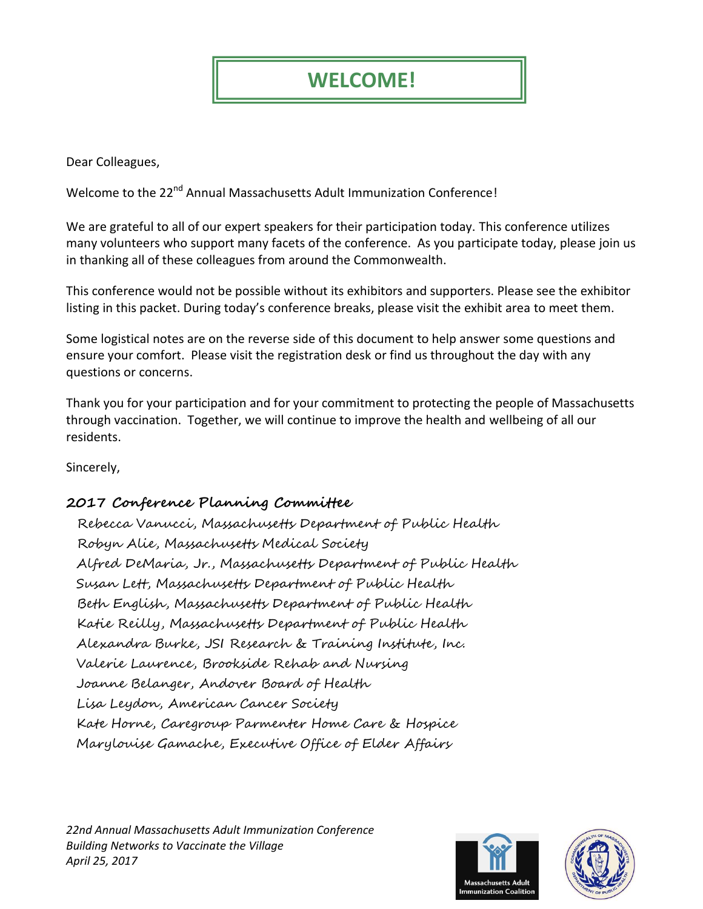# WELCOME!

Dear Colleagues,

Welcome to the 22nd Annual Massachusetts Adult Immunization Conference!

We are grateful to all of our expert speakers for their participation today. This conference utilizes many volunteers who support many facets of the conference. As you participate today, please join us in thanking all of these colleagues from around the Commonwealth.

This conference would not be possible without its exhibitors and supporters. Please see the exhibitor listing in this packet. During today's conference breaks, please visit the exhibit area to meet them.

Some logistical notes are on the reverse side of this document to help answer some questions and ensure your comfort. Please visit the registration desk or find us throughout the day with any questions or concerns.

Thank you for your participation and for your commitment to protecting the people of Massachusetts through vaccination. Together, we will continue to improve the health and wellbeing of all our residents.

Sincerely,

**2017 Conference Planning Committee**

Rebecca Vanucci, Massachusetts Department of Public Health
Robyn Alie, Massachusetts Medical Society
Alfred DeMaria, Jr., Massachusetts Department of Public Health
Susan Lett, Massachusetts Department of Public Health
Beth English, Massachusetts Department of Public Health
Katie Reilly, Massachusetts Department of Public Health
Alexandra Burke, JSI Research & Training Institute, Inc.
Valerie Laurence, Brookside Rehab and Nursing
Joanne Belanger, Andover Board of Health
Lisa Leydon, American Cancer Society
Kate Horne, Caregroup Parmenter Home Care & Hospice
Marylouise Gamache, Executive Office of Elder Affairs

*22nd Annual Massachusetts Adult Immunization Conference*
*Building Networks to Vaccinate the Village*
*April 25, 2017*

Massachusetts Adult Immunization Coalition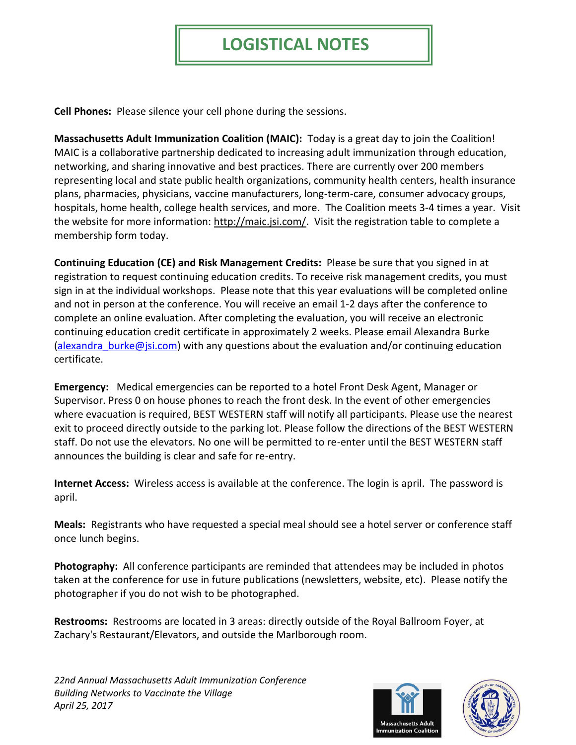# LOGISTICAL NOTES

**Cell Phones:** Please silence your cell phone during the sessions.

**Massachusetts Adult Immunization Coalition (MAIC):** Today is a great day to join the Coalition! MAIC is a collaborative partnership dedicated to increasing adult immunization through education, networking, and sharing innovative and best practices. There are currently over 200 members representing local and state public health organizations, community health centers, health insurance plans, pharmacies, physicians, vaccine manufacturers, long-term-care, consumer advocacy groups, hospitals, home health, college health services, and more. The Coalition meets 3-4 times a year. Visit the website for more information: http://maic.jsi.com/. Visit the registration table to complete a membership form today.

**Continuing Education (CE) and Risk Management Credits:** Please be sure that you signed in at registration to request continuing education credits. To receive risk management credits, you must sign in at the individual workshops. Please note that this year evaluations will be completed online and not in person at the conference. You will receive an email 1-2 days after the conference to complete an online evaluation. After completing the evaluation, you will receive an electronic continuing education credit certificate in approximately 2 weeks. Please email Alexandra Burke (alexandra_burke@jsi.com) with any questions about the evaluation and/or continuing education certificate.

**Emergency:** Medical emergencies can be reported to a hotel Front Desk Agent, Manager or Supervisor. Press 0 on house phones to reach the front desk. In the event of other emergencies where evacuation is required, BEST WESTERN staff will notify all participants. Please use the nearest exit to proceed directly outside to the parking lot. Please follow the directions of the BEST WESTERN staff. Do not use the elevators. No one will be permitted to re-enter until the BEST WESTERN staff announces the building is clear and safe for re-entry.

**Internet Access:** Wireless access is available at the conference. The login is april. The password is april.

**Meals:** Registrants who have requested a special meal should see a hotel server or conference staff once lunch begins.

**Photography:** All conference participants are reminded that attendees may be included in photos taken at the conference for use in future publications (newsletters, website, etc). Please notify the photographer if you do not wish to be photographed.

**Restrooms:** Restrooms are located in 3 areas: directly outside of the Royal Ballroom Foyer, at Zachary's Restaurant/Elevators, and outside the Marlborough room.

*22nd Annual Massachusetts Adult Immunization Conference*
*Building Networks to Vaccinate the Village*
*April 25, 2017*

Massachusetts Adult Immunization Coalition